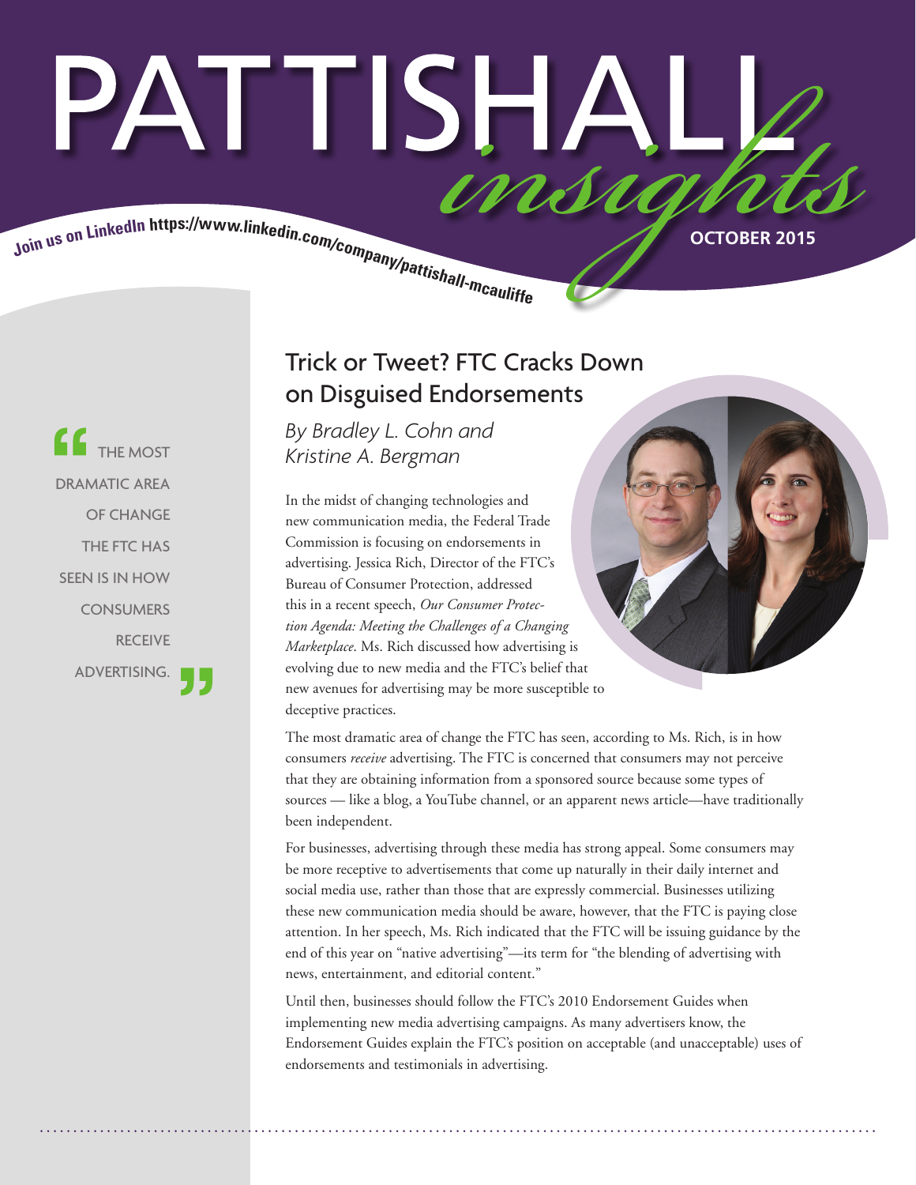# PATTISHALL *insights*

Join us on LinkedIn https://www.linkedin.com/company/pattishall-mcauliffe

OCTOBER 2015

## Trick or Tweet? FTC Cracks Down on Disguised Endorsements

*By Bradley L. Cohn and Kristine A. Bergman*

> "The most dramatic area of change the FTC has seen is in how consumers receive advertising."

In the midst of changing technologies and new communication media, the Federal Trade Commission is focusing on endorsements in advertising. Jessica Rich, Director of the FTC's Bureau of Consumer Protection, addressed this in a recent speech, *Our Consumer Protection Agenda: Meeting the Challenges of a Changing Marketplace*. Ms. Rich discussed how advertising is evolving due to new media and the FTC's belief that new avenues for advertising may be more susceptible to deceptive practices.

The most dramatic area of change the FTC has seen, according to Ms. Rich, is in how consumers *receive* advertising. The FTC is concerned that consumers may not perceive that they are obtaining information from a sponsored source because some types of sources — like a blog, a YouTube channel, or an apparent news article—have traditionally been independent.

For businesses, advertising through these media has strong appeal. Some consumers may be more receptive to advertisements that come up naturally in their daily internet and social media use, rather than those that are expressly commercial. Businesses utilizing these new communication media should be aware, however, that the FTC is paying close attention. In her speech, Ms. Rich indicated that the FTC will be issuing guidance by the end of this year on "native advertising"—its term for "the blending of advertising with news, entertainment, and editorial content."

Until then, businesses should follow the FTC's 2010 Endorsement Guides when implementing new media advertising campaigns. As many advertisers know, the Endorsement Guides explain the FTC's position on acceptable (and unacceptable) uses of endorsements and testimonials in advertising.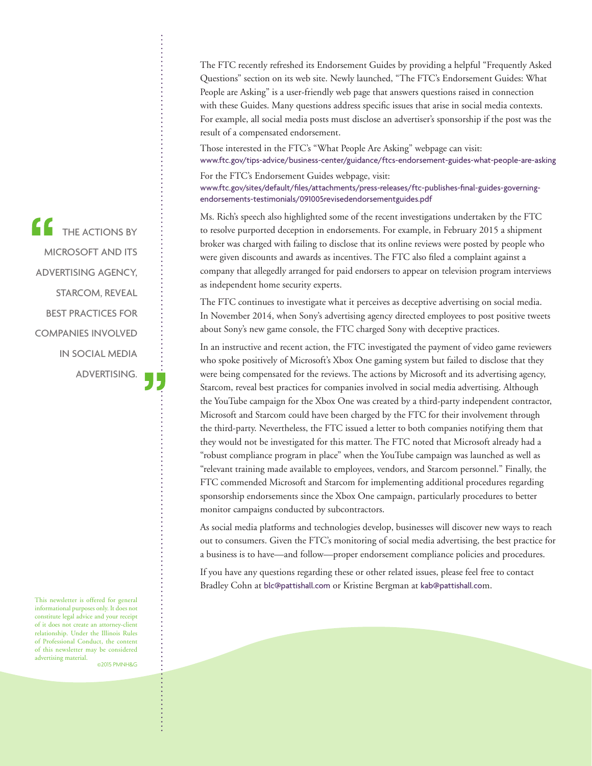The FTC recently refreshed its Endorsement Guides by providing a helpful "Frequently Asked Questions" section on its web site. Newly launched, "The FTC's Endorsement Guides: What People are Asking" is a user-friendly web page that answers questions raised in connection with these Guides. Many questions address specific issues that arise in social media contexts. For example, all social media posts must disclose an advertiser's sponsorship if the post was the result of a compensated endorsement.

Those interested in the FTC's "What People Are Asking" webpage can visit:
www.ftc.gov/tips-advice/business-center/guidance/ftcs-endorsement-guides-what-people-are-asking

For the FTC's Endorsement Guides webpage, visit:
www.ftc.gov/sites/default/files/attachments/press-releases/ftc-publishes-final-guides-governing-endorsements-testimonials/091005revisedendorsementguides.pdf

Ms. Rich's speech also highlighted some of the recent investigations undertaken by the FTC to resolve purported deception in endorsements. For example, in February 2015 a shipment broker was charged with failing to disclose that its online reviews were posted by people who were given discounts and awards as incentives. The FTC also filed a complaint against a company that allegedly arranged for paid endorsers to appear on television program interviews as independent home security experts.

The FTC continues to investigate what it perceives as deceptive advertising on social media. In November 2014, when Sony's advertising agency directed employees to post positive tweets about Sony's new game console, the FTC charged Sony with deceptive practices.

> "THE ACTIONS BY MICROSOFT AND ITS ADVERTISING AGENCY, STARCOM, REVEAL BEST PRACTICES FOR COMPANIES INVOLVED IN SOCIAL MEDIA ADVERTISING."

In an instructive and recent action, the FTC investigated the payment of video game reviewers who spoke positively of Microsoft's Xbox One gaming system but failed to disclose that they were being compensated for the reviews. The actions by Microsoft and its advertising agency, Starcom, reveal best practices for companies involved in social media advertising. Although the YouTube campaign for the Xbox One was created by a third-party independent contractor, Microsoft and Starcom could have been charged by the FTC for their involvement through the third-party. Nevertheless, the FTC issued a letter to both companies notifying them that they would not be investigated for this matter. The FTC noted that Microsoft already had a "robust compliance program in place" when the YouTube campaign was launched as well as "relevant training made available to employees, vendors, and Starcom personnel." Finally, the FTC commended Microsoft and Starcom for implementing additional procedures regarding sponsorship endorsements since the Xbox One campaign, particularly procedures to better monitor campaigns conducted by subcontractors.

As social media platforms and technologies develop, businesses will discover new ways to reach out to consumers. Given the FTC's monitoring of social media advertising, the best practice for a business is to have—and follow—proper endorsement compliance policies and procedures.

If you have any questions regarding these or other related issues, please feel free to contact Bradley Cohn at blc@pattishall.com or Kristine Bergman at kab@pattishall.com.

This newsletter is offered for general informational purposes only. It does not constitute legal advice and your receipt of it does not create an attorney-client relationship. Under the Illinois Rules of Professional Conduct, the content of this newsletter may be considered advertising material.

©2015 PMNH&G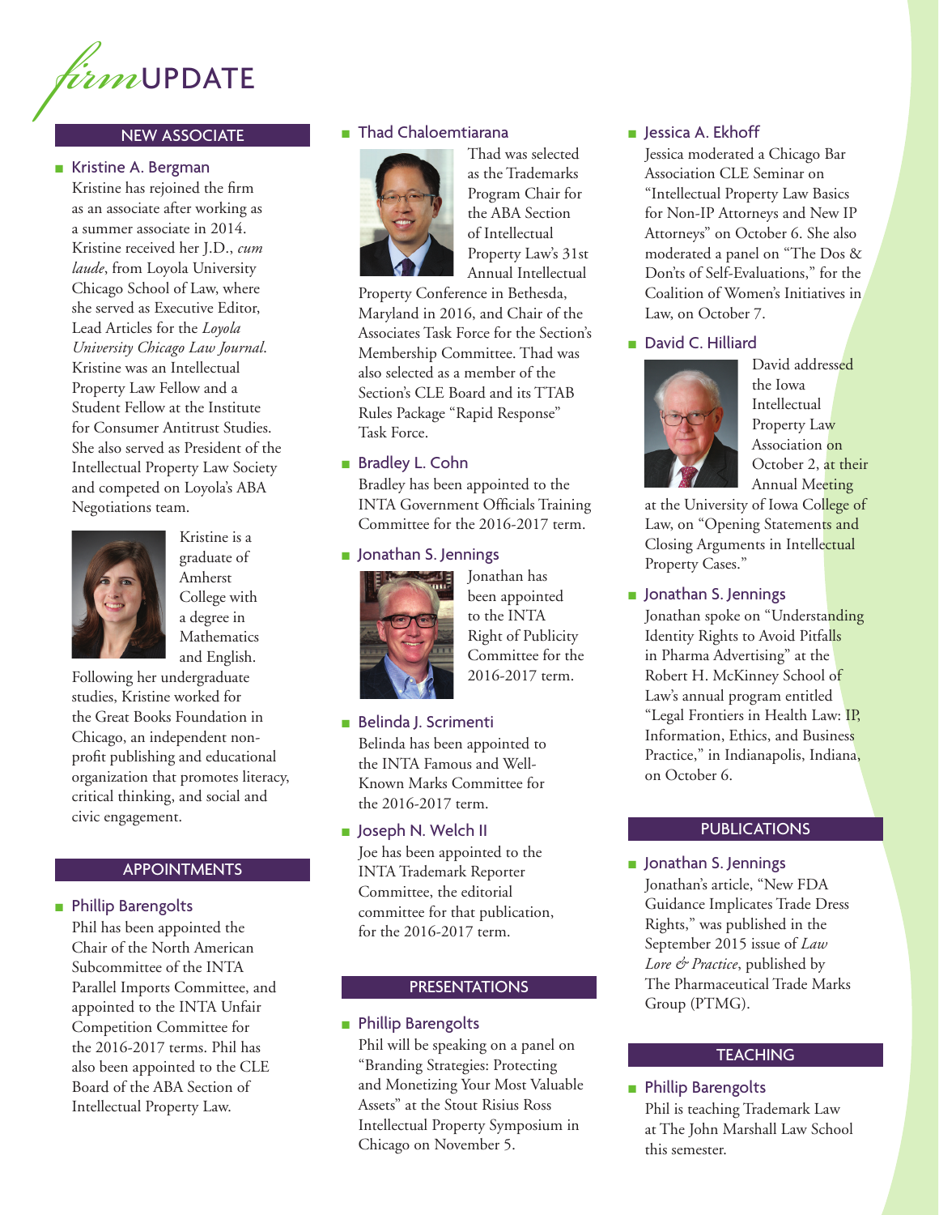# firmUPDATE

## NEW ASSOCIATE

### Kristine A. Bergman

Kristine has rejoined the firm as an associate after working as a summer associate in 2014. Kristine received her J.D., *cum laude*, from Loyola University Chicago School of Law, where she served as Executive Editor, Lead Articles for the *Loyola University Chicago Law Journal*. Kristine was an Intellectual Property Law Fellow and a Student Fellow at the Institute for Consumer Antitrust Studies. She also served as President of the Intellectual Property Law Society and competed on Loyola's ABA Negotiations team.

Kristine is a graduate of Amherst College with a degree in Mathematics and English. Following her undergraduate studies, Kristine worked for the Great Books Foundation in Chicago, an independent non-profit publishing and educational organization that promotes literacy, critical thinking, and social and civic engagement.

## APPOINTMENTS

### Phillip Barengolts

Phil has been appointed the Chair of the North American Subcommittee of the INTA Parallel Imports Committee, and appointed to the INTA Unfair Competition Committee for the 2016-2017 terms. Phil has also been appointed to the CLE Board of the ABA Section of Intellectual Property Law.

### Thad Chaloemtiarana

Thad was selected as the Trademarks Program Chair for the ABA Section of Intellectual Property Law's 31st Annual Intellectual Property Conference in Bethesda, Maryland in 2016, and Chair of the Associates Task Force for the Section's Membership Committee. Thad was also selected as a member of the Section's CLE Board and its TTAB Rules Package "Rapid Response" Task Force.

### Bradley L. Cohn

Bradley has been appointed to the INTA Government Officials Training Committee for the 2016-2017 term.

### Jonathan S. Jennings

Jonathan has been appointed to the INTA Right of Publicity Committee for the 2016-2017 term.

### Belinda J. Scrimenti

Belinda has been appointed to the INTA Famous and Well-Known Marks Committee for the 2016-2017 term.

### Joseph N. Welch II

Joe has been appointed to the INTA Trademark Reporter Committee, the editorial committee for that publication, for the 2016-2017 term.

## PRESENTATIONS

### Phillip Barengolts

Phil will be speaking on a panel on "Branding Strategies: Protecting and Monetizing Your Most Valuable Assets" at the Stout Risius Ross Intellectual Property Symposium in Chicago on November 5.

### Jessica A. Ekhoff

Jessica moderated a Chicago Bar Association CLE Seminar on "Intellectual Property Law Basics for Non-IP Attorneys and New IP Attorneys" on October 6. She also moderated a panel on "The Dos & Don'ts of Self-Evaluations," for the Coalition of Women's Initiatives in Law, on October 7.

### David C. Hilliard

David addressed the Iowa Intellectual Property Law Association on October 2, at their Annual Meeting at the University of Iowa College of Law, on "Opening Statements and Closing Arguments in Intellectual Property Cases."

### Jonathan S. Jennings

Jonathan spoke on "Understanding Identity Rights to Avoid Pitfalls in Pharma Advertising" at the Robert H. McKinney School of Law's annual program entitled "Legal Frontiers in Health Law: IP, Information, Ethics, and Business Practice," in Indianapolis, Indiana, on October 6.

## PUBLICATIONS

### Jonathan S. Jennings

Jonathan's article, "New FDA Guidance Implicates Trade Dress Rights," was published in the September 2015 issue of *Law Lore & Practice*, published by The Pharmaceutical Trade Marks Group (PTMG).

## TEACHING

### Phillip Barengolts

Phil is teaching Trademark Law at The John Marshall Law School this semester.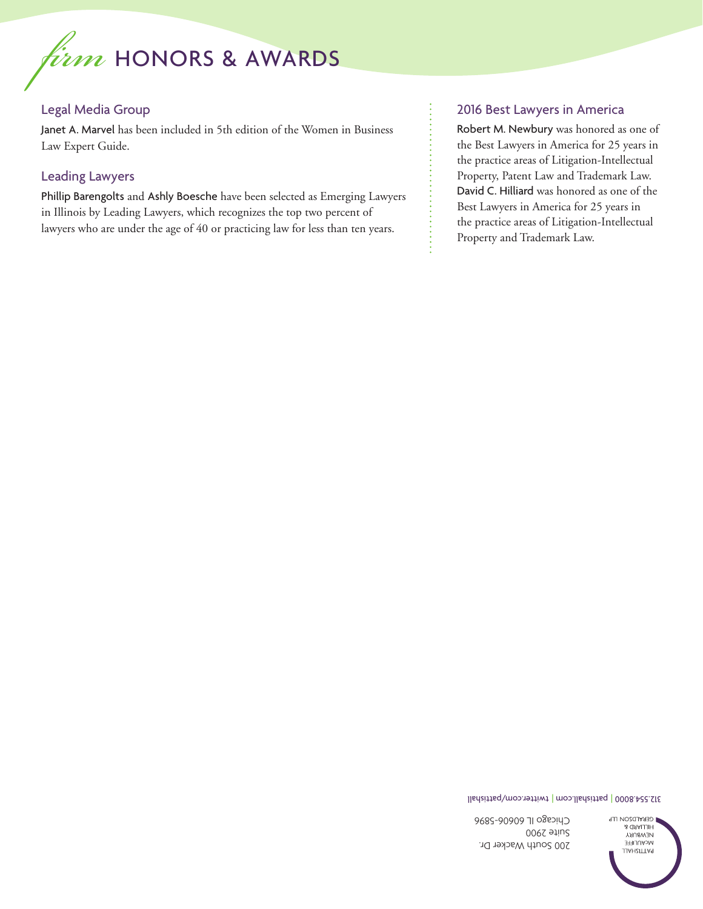# *firm* HONORS & AWARDS

## Legal Media Group

**Janet A. Marvel** has been included in 5th edition of the Women in Business Law Expert Guide.

## Leading Lawyers

**Phillip Barengolts** and **Ashly Boesche** have been selected as Emerging Lawyers in Illinois by Leading Lawyers, which recognizes the top two percent of lawyers who are under the age of 40 or practicing law for less than ten years.

## 2016 Best Lawyers in America

**Robert M. Newbury** was honored as one of the Best Lawyers in America for 25 years in the practice areas of Litigation-Intellectual Property, Patent Law and Trademark Law. **David C. Hilliard** was honored as one of the Best Lawyers in America for 25 years in the practice areas of Litigation-Intellectual Property and Trademark Law.

312.554.8000 | pattishall.com | twitter.com/pattishall

PATTISHALL
McAULIFFE
NEWBURY
HILLIARD &
GERALDSON LLP

200 South Wacker Dr.
Suite 2900
Chicago IL 60606-5896